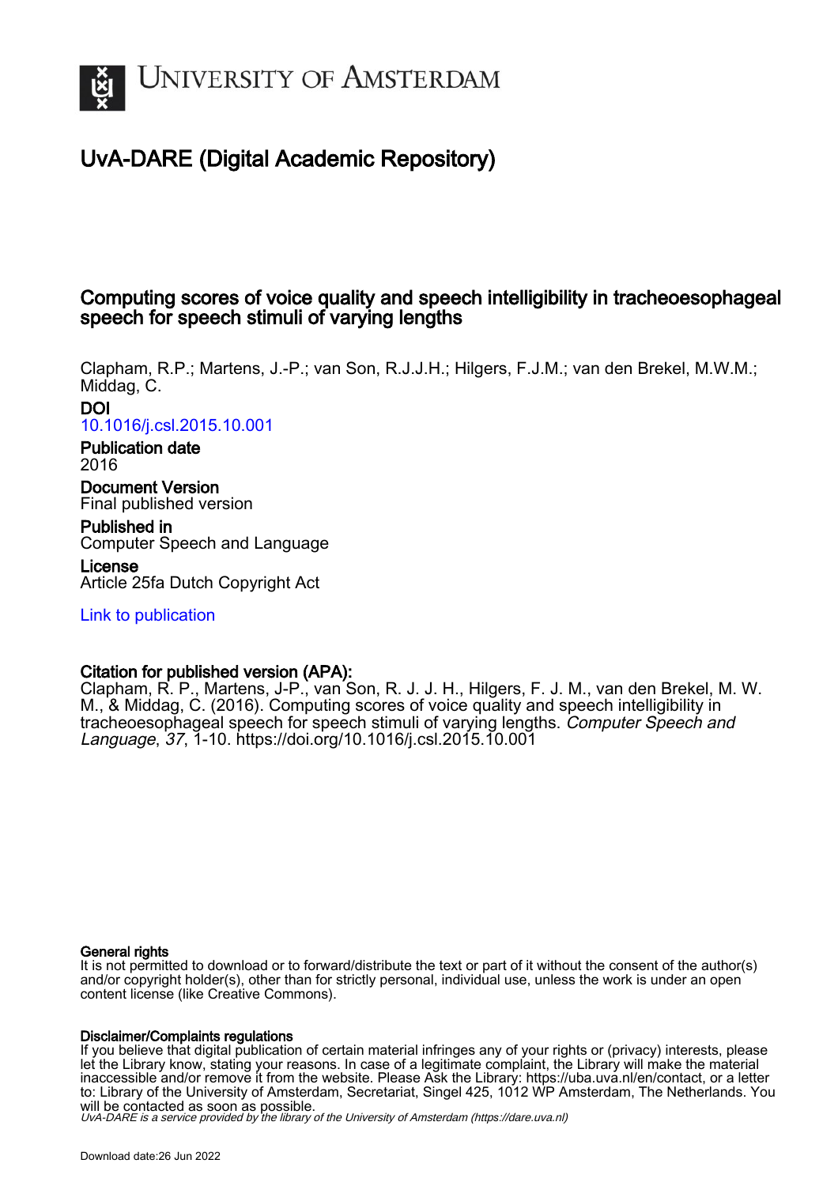# UvA-DARE (Digital Academic Repository)

## Computing scores of voice quality and speech intelligibility in tracheoesophageal speech for speech stimuli of varying lengths

Clapham, R.P.; Martens, J.-P.; van Son, R.J.J.H.; Hilgers, F.J.M.; van den Brekel, M.W.M.; Middag, C.

**DOI**
10.1016/j.csl.2015.10.001

**Publication date**
2016

**Document Version**
Final published version

**Published in**
Computer Speech and Language

**License**
Article 25fa Dutch Copyright Act

Link to publication

**Citation for published version (APA):**
Clapham, R. P., Martens, J-P., van Son, R. J. J. H., Hilgers, F. J. M., van den Brekel, M. W. M., & Middag, C. (2016). Computing scores of voice quality and speech intelligibility in tracheoesophageal speech for speech stimuli of varying lengths. *Computer Speech and Language*, *37*, 1-10. https://doi.org/10.1016/j.csl.2015.10.001

**General rights**
It is not permitted to download or to forward/distribute the text or part of it without the consent of the author(s) and/or copyright holder(s), other than for strictly personal, individual use, unless the work is under an open content license (like Creative Commons).

**Disclaimer/Complaints regulations**
If you believe that digital publication of certain material infringes any of your rights or (privacy) interests, please let the Library know, stating your reasons. In case of a legitimate complaint, the Library will make the material inaccessible and/or remove it from the website. Please Ask the Library: https://uba.uva.nl/en/contact, or a letter to: Library of the University of Amsterdam, Secretariat, Singel 425, 1012 WP Amsterdam, The Netherlands. You will be contacted as soon as possible.

*UvA-DARE is a service provided by the library of the University of Amsterdam (https://dare.uva.nl)*

Download date:26 Jun 2022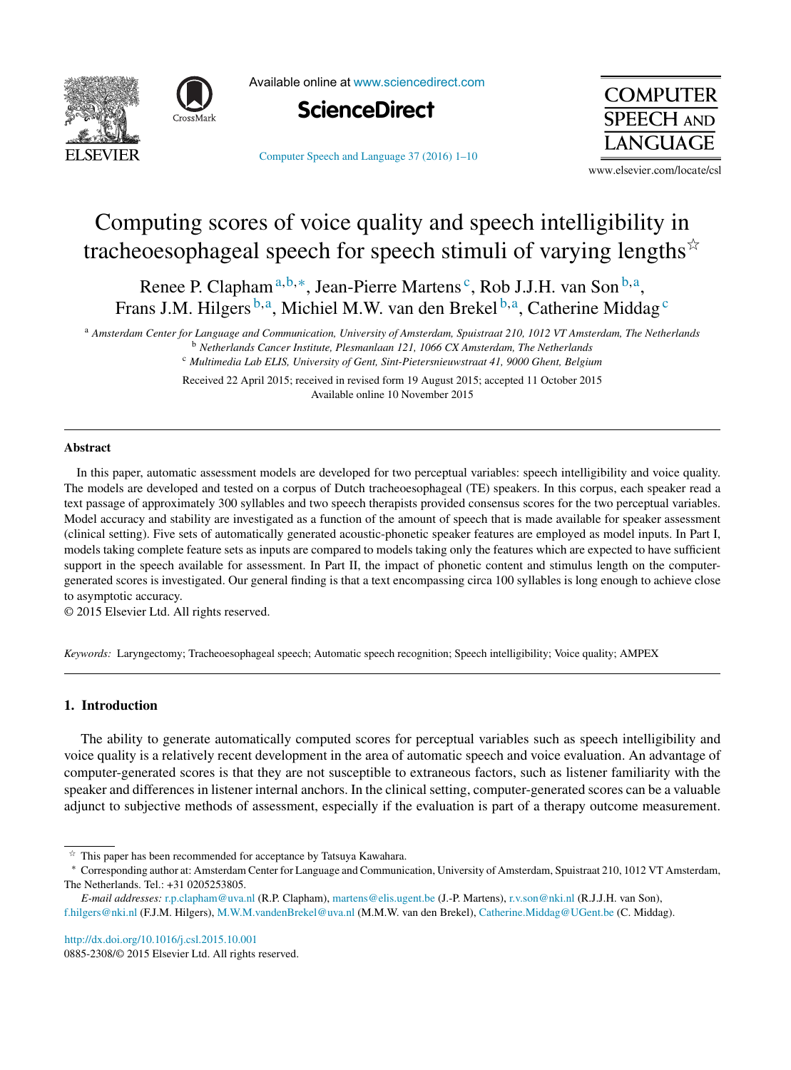# Computing scores of voice quality and speech intelligibility in tracheoesophageal speech for speech stimuli of varying lengths☆

Renee P. Clapham[a,b,*], Jean-Pierre Martens[c], Rob J.J.H. van Son[b,a], Frans J.M. Hilgers[b,a], Michiel M.W. van den Brekel[b,a], Catherine Middag[c]

[a] *Amsterdam Center for Language and Communication, University of Amsterdam, Spuistraat 210, 1012 VT Amsterdam, The Netherlands*
[b] *Netherlands Cancer Institute, Plesmanlaan 121, 1066 CX Amsterdam, The Netherlands*
[c] *Multimedia Lab ELIS, University of Gent, Sint-Pietersnieuwstraat 41, 9000 Ghent, Belgium*

Received 22 April 2015; received in revised form 19 August 2015; accepted 11 October 2015
Available online 10 November 2015

---

**Abstract**

In this paper, automatic assessment models are developed for two perceptual variables: speech intelligibility and voice quality. The models are developed and tested on a corpus of Dutch tracheoesophageal (TE) speakers. In this corpus, each speaker read a text passage of approximately 300 syllables and two speech therapists provided consensus scores for the two perceptual variables. Model accuracy and stability are investigated as a function of the amount of speech that is made available for speaker assessment (clinical setting). Five sets of automatically generated acoustic-phonetic speaker features are employed as model inputs. In Part I, models taking complete feature sets as inputs are compared to models taking only the features which are expected to have sufficient support in the speech available for assessment. In Part II, the impact of phonetic content and stimulus length on the computer-generated scores is investigated. Our general finding is that a text encompassing circa 100 syllables is long enough to achieve close to asymptotic accuracy.

© 2015 Elsevier Ltd. All rights reserved.

*Keywords:* Laryngectomy; Tracheoesophageal speech; Automatic speech recognition; Speech intelligibility; Voice quality; AMPEX

---

## 1. Introduction

The ability to generate automatically computed scores for perceptual variables such as speech intelligibility and voice quality is a relatively recent development in the area of automatic speech and voice evaluation. An advantage of computer-generated scores is that they are not susceptible to extraneous factors, such as listener familiarity with the speaker and differences in listener internal anchors. In the clinical setting, computer-generated scores can be a valuable adjunct to subjective methods of assessment, especially if the evaluation is part of a therapy outcome measurement.

---

☆ This paper has been recommended for acceptance by Tatsuya Kawahara.

* Corresponding author at: Amsterdam Center for Language and Communication, University of Amsterdam, Spuistraat 210, 1012 VT Amsterdam, The Netherlands. Tel.: +31 0205253805.

*E-mail addresses:* r.p.clapham@uva.nl (R.P. Clapham), martens@elis.ugent.be (J.-P. Martens), r.v.son@nki.nl (R.J.J.H. van Son), f.hilgers@nki.nl (F.J.M. Hilgers), M.W.M.vandenBrekel@uva.nl (M.M.W. van den Brekel), Catherine.Middag@UGent.be (C. Middag).

http://dx.doi.org/10.1016/j.csl.2015.10.001
0885-2308/© 2015 Elsevier Ltd. All rights reserved.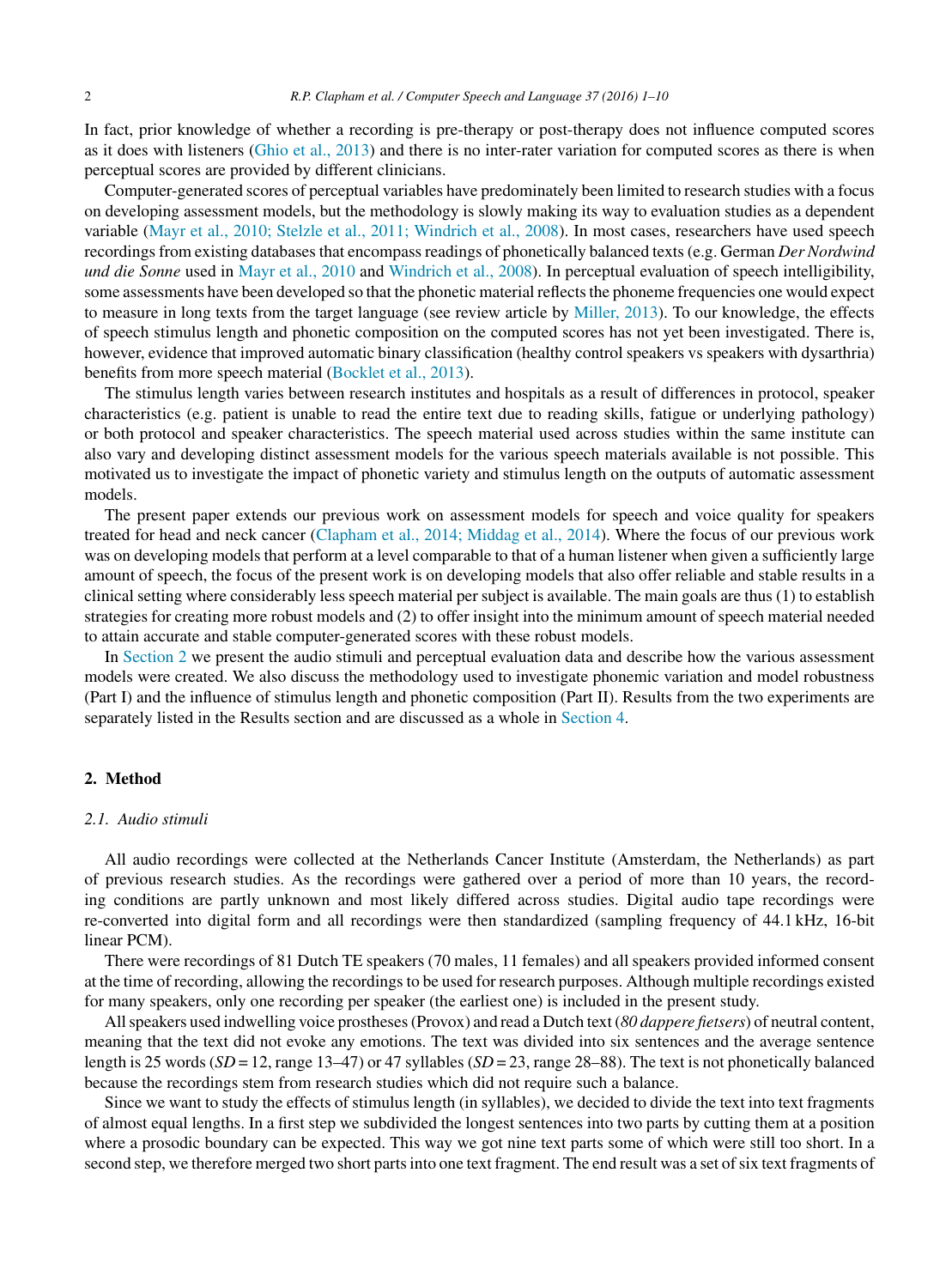In fact, prior knowledge of whether a recording is pre-therapy or post-therapy does not influence computed scores as it does with listeners (Ghio et al., 2013) and there is no inter-rater variation for computed scores as there is when perceptual scores are provided by different clinicians.

Computer-generated scores of perceptual variables have predominately been limited to research studies with a focus on developing assessment models, but the methodology is slowly making its way to evaluation studies as a dependent variable (Mayr et al., 2010; Stelzle et al., 2011; Windrich et al., 2008). In most cases, researchers have used speech recordings from existing databases that encompass readings of phonetically balanced texts (e.g. German *Der Nordwind und die Sonne* used in Mayr et al., 2010 and Windrich et al., 2008). In perceptual evaluation of speech intelligibility, some assessments have been developed so that the phonetic material reflects the phoneme frequencies one would expect to measure in long texts from the target language (see review article by Miller, 2013). To our knowledge, the effects of speech stimulus length and phonetic composition on the computed scores has not yet been investigated. There is, however, evidence that improved automatic binary classification (healthy control speakers vs speakers with dysarthria) benefits from more speech material (Bocklet et al., 2013).

The stimulus length varies between research institutes and hospitals as a result of differences in protocol, speaker characteristics (e.g. patient is unable to read the entire text due to reading skills, fatigue or underlying pathology) or both protocol and speaker characteristics. The speech material used across studies within the same institute can also vary and developing distinct assessment models for the various speech materials available is not possible. This motivated us to investigate the impact of phonetic variety and stimulus length on the outputs of automatic assessment models.

The present paper extends our previous work on assessment models for speech and voice quality for speakers treated for head and neck cancer (Clapham et al., 2014; Middag et al., 2014). Where the focus of our previous work was on developing models that perform at a level comparable to that of a human listener when given a sufficiently large amount of speech, the focus of the present work is on developing models that also offer reliable and stable results in a clinical setting where considerably less speech material per subject is available. The main goals are thus (1) to establish strategies for creating more robust models and (2) to offer insight into the minimum amount of speech material needed to attain accurate and stable computer-generated scores with these robust models.

In Section 2 we present the audio stimuli and perceptual evaluation data and describe how the various assessment models were created. We also discuss the methodology used to investigate phonemic variation and model robustness (Part I) and the influence of stimulus length and phonetic composition (Part II). Results from the two experiments are separately listed in the Results section and are discussed as a whole in Section 4.

## 2. Method

### 2.1. Audio stimuli

All audio recordings were collected at the Netherlands Cancer Institute (Amsterdam, the Netherlands) as part of previous research studies. As the recordings were gathered over a period of more than 10 years, the recording conditions are partly unknown and most likely differed across studies. Digital audio tape recordings were re-converted into digital form and all recordings were then standardized (sampling frequency of 44.1 kHz, 16-bit linear PCM).

There were recordings of 81 Dutch TE speakers (70 males, 11 females) and all speakers provided informed consent at the time of recording, allowing the recordings to be used for research purposes. Although multiple recordings existed for many speakers, only one recording per speaker (the earliest one) is included in the present study.

All speakers used indwelling voice prostheses (Provox) and read a Dutch text (*80 dappere fietsers*) of neutral content, meaning that the text did not evoke any emotions. The text was divided into six sentences and the average sentence length is 25 words (*SD* = 12, range 13–47) or 47 syllables (*SD* = 23, range 28–88). The text is not phonetically balanced because the recordings stem from research studies which did not require such a balance.

Since we want to study the effects of stimulus length (in syllables), we decided to divide the text into text fragments of almost equal lengths. In a first step we subdivided the longest sentences into two parts by cutting them at a position where a prosodic boundary can be expected. This way we got nine text parts some of which were still too short. In a second step, we therefore merged two short parts into one text fragment. The end result was a set of six text fragments of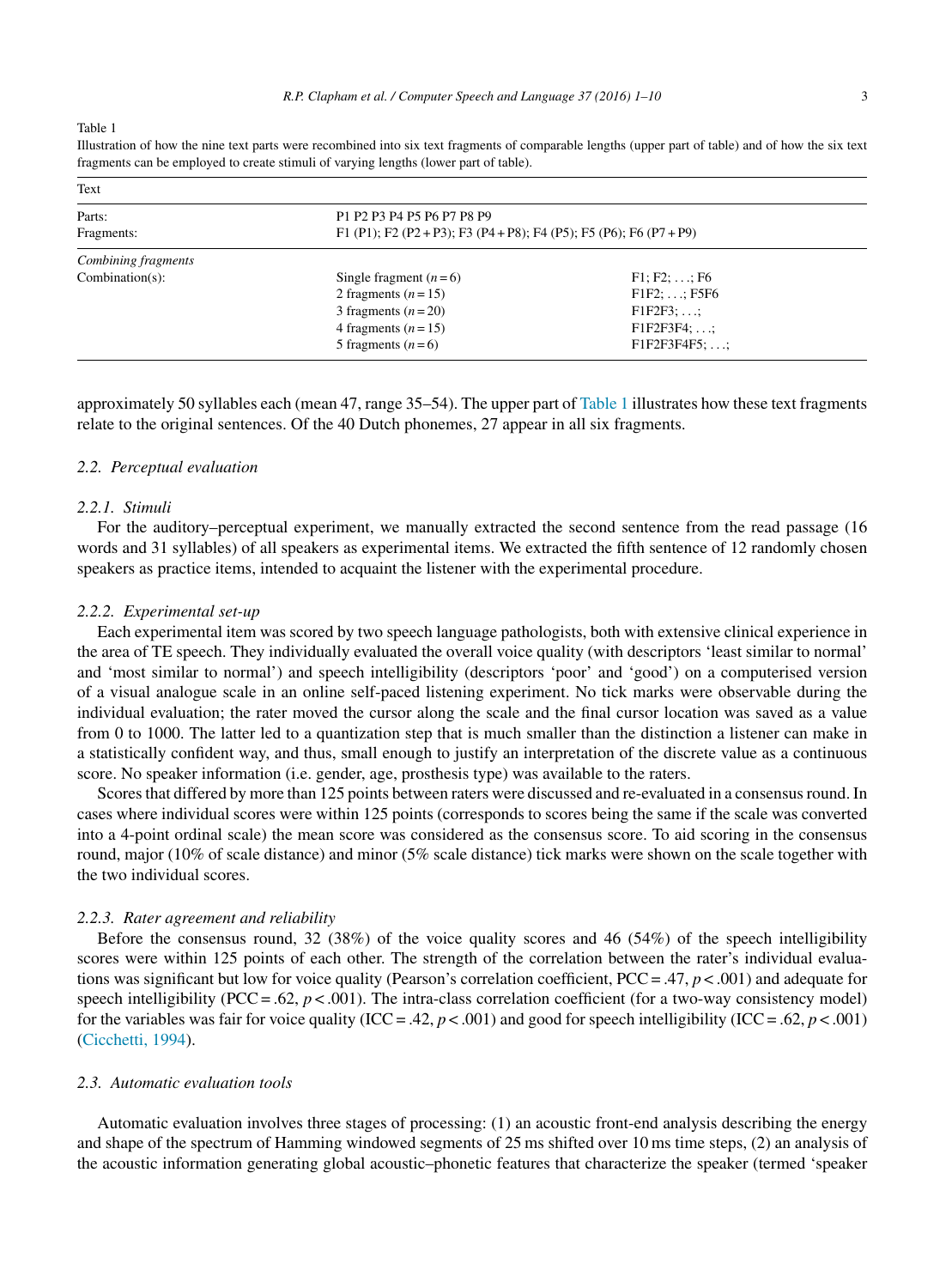Table 1

Illustration of how the nine text parts were recombined into six text fragments of comparable lengths (upper part of table) and of how the six text fragments can be employed to create stimuli of varying lengths (lower part of table).

| Text | | |
|---|---|---|
| Parts: | P1 P2 P3 P4 P5 P6 P7 P8 P9 | |
| Fragments: | F1 (P1); F2 (P2 + P3); F3 (P4 + P8); F4 (P5); F5 (P6); F6 (P7 + P9) | |
| *Combining fragments* | | |
| Combination(s): | Single fragment ($n = 6$) | F1; F2; . . .; F6 |
| | 2 fragments ($n = 15$) | F1F2; . . .; F5F6 |
| | 3 fragments ($n = 20$) | F1F2F3; . . .; |
| | 4 fragments ($n = 15$) | F1F2F3F4; . . .; |
| | 5 fragments ($n = 6$) | F1F2F3F4F5; . . .; |

approximately 50 syllables each (mean 47, range 35–54). The upper part of Table 1 illustrates how these text fragments relate to the original sentences. Of the 40 Dutch phonemes, 27 appear in all six fragments.

### *2.2. Perceptual evaluation*

#### *2.2.1. Stimuli*

For the auditory–perceptual experiment, we manually extracted the second sentence from the read passage (16 words and 31 syllables) of all speakers as experimental items. We extracted the fifth sentence of 12 randomly chosen speakers as practice items, intended to acquaint the listener with the experimental procedure.

#### *2.2.2. Experimental set-up*

Each experimental item was scored by two speech language pathologists, both with extensive clinical experience in the area of TE speech. They individually evaluated the overall voice quality (with descriptors 'least similar to normal' and 'most similar to normal') and speech intelligibility (descriptors 'poor' and 'good') on a computerised version of a visual analogue scale in an online self-paced listening experiment. No tick marks were observable during the individual evaluation; the rater moved the cursor along the scale and the final cursor location was saved as a value from 0 to 1000. The latter led to a quantization step that is much smaller than the distinction a listener can make in a statistically confident way, and thus, small enough to justify an interpretation of the discrete value as a continuous score. No speaker information (i.e. gender, age, prosthesis type) was available to the raters.

Scores that differed by more than 125 points between raters were discussed and re-evaluated in a consensus round. In cases where individual scores were within 125 points (corresponds to scores being the same if the scale was converted into a 4-point ordinal scale) the mean score was considered as the consensus score. To aid scoring in the consensus round, major (10% of scale distance) and minor (5% scale distance) tick marks were shown on the scale together with the two individual scores.

#### *2.2.3. Rater agreement and reliability*

Before the consensus round, 32 (38%) of the voice quality scores and 46 (54%) of the speech intelligibility scores were within 125 points of each other. The strength of the correlation between the rater's individual evaluations was significant but low for voice quality (Pearson's correlation coefficient, PCC = .47, $p < .001$) and adequate for speech intelligibility (PCC = .62, $p < .001$). The intra-class correlation coefficient (for a two-way consistency model) for the variables was fair for voice quality (ICC = .42, $p < .001$) and good for speech intelligibility (ICC = .62, $p < .001$) (Cicchetti, 1994).

### *2.3. Automatic evaluation tools*

Automatic evaluation involves three stages of processing: (1) an acoustic front-end analysis describing the energy and shape of the spectrum of Hamming windowed segments of 25 ms shifted over 10 ms time steps, (2) an analysis of the acoustic information generating global acoustic–phonetic features that characterize the speaker (termed 'speaker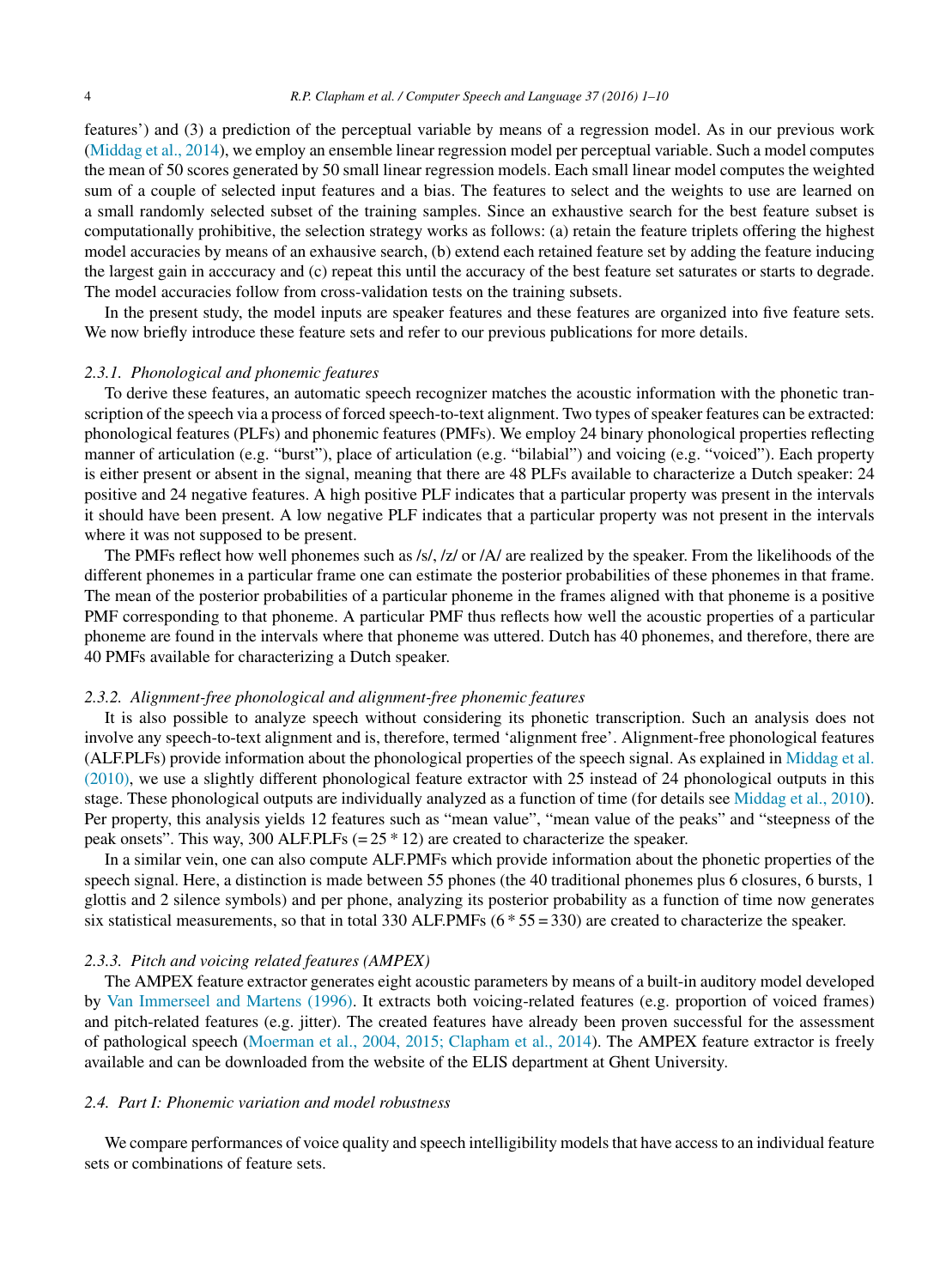features') and (3) a prediction of the perceptual variable by means of a regression model. As in our previous work (Middag et al., 2014), we employ an ensemble linear regression model per perceptual variable. Such a model computes the mean of 50 scores generated by 50 small linear regression models. Each small linear model computes the weighted sum of a couple of selected input features and a bias. The features to select and the weights to use are learned on a small randomly selected subset of the training samples. Since an exhaustive search for the best feature subset is computationally prohibitive, the selection strategy works as follows: (a) retain the feature triplets offering the highest model accuracies by means of an exhausive search, (b) extend each retained feature set by adding the feature inducing the largest gain in acccuracy and (c) repeat this until the accuracy of the best feature set saturates or starts to degrade. The model accuracies follow from cross-validation tests on the training subsets.

In the present study, the model inputs are speaker features and these features are organized into five feature sets. We now briefly introduce these feature sets and refer to our previous publications for more details.

#### *2.3.1. Phonological and phonemic features*

To derive these features, an automatic speech recognizer matches the acoustic information with the phonetic transcription of the speech via a process of forced speech-to-text alignment. Two types of speaker features can be extracted: phonological features (PLFs) and phonemic features (PMFs). We employ 24 binary phonological properties reflecting manner of articulation (e.g. "burst"), place of articulation (e.g. "bilabial") and voicing (e.g. "voiced"). Each property is either present or absent in the signal, meaning that there are 48 PLFs available to characterize a Dutch speaker: 24 positive and 24 negative features. A high positive PLF indicates that a particular property was present in the intervals it should have been present. A low negative PLF indicates that a particular property was not present in the intervals where it was not supposed to be present.

The PMFs reflect how well phonemes such as /s/, /z/ or /A/ are realized by the speaker. From the likelihoods of the different phonemes in a particular frame one can estimate the posterior probabilities of these phonemes in that frame. The mean of the posterior probabilities of a particular phoneme in the frames aligned with that phoneme is a positive PMF corresponding to that phoneme. A particular PMF thus reflects how well the acoustic properties of a particular phoneme are found in the intervals where that phoneme was uttered. Dutch has 40 phonemes, and therefore, there are 40 PMFs available for characterizing a Dutch speaker.

#### *2.3.2. Alignment-free phonological and alignment-free phonemic features*

It is also possible to analyze speech without considering its phonetic transcription. Such an analysis does not involve any speech-to-text alignment and is, therefore, termed 'alignment free'. Alignment-free phonological features (ALF.PLFs) provide information about the phonological properties of the speech signal. As explained in Middag et al. (2010), we use a slightly different phonological feature extractor with 25 instead of 24 phonological outputs in this stage. These phonological outputs are individually analyzed as a function of time (for details see Middag et al., 2010). Per property, this analysis yields 12 features such as "mean value", "mean value of the peaks" and "steepness of the peak onsets". This way, 300 ALF.PLFs ($= 25 * 12$) are created to characterize the speaker.

In a similar vein, one can also compute ALF.PMFs which provide information about the phonetic properties of the speech signal. Here, a distinction is made between 55 phones (the 40 traditional phonemes plus 6 closures, 6 bursts, 1 glottis and 2 silence symbols) and per phone, analyzing its posterior probability as a function of time now generates six statistical measurements, so that in total 330 ALF.PMFs ($6 * 55 = 330$) are created to characterize the speaker.

#### *2.3.3. Pitch and voicing related features (AMPEX)*

The AMPEX feature extractor generates eight acoustic parameters by means of a built-in auditory model developed by Van Immerseel and Martens (1996). It extracts both voicing-related features (e.g. proportion of voiced frames) and pitch-related features (e.g. jitter). The created features have already been proven successful for the assessment of pathological speech (Moerman et al., 2004, 2015; Clapham et al., 2014). The AMPEX feature extractor is freely available and can be downloaded from the website of the ELIS department at Ghent University.

### *2.4. Part I: Phonemic variation and model robustness*

We compare performances of voice quality and speech intelligibility models that have access to an individual feature sets or combinations of feature sets.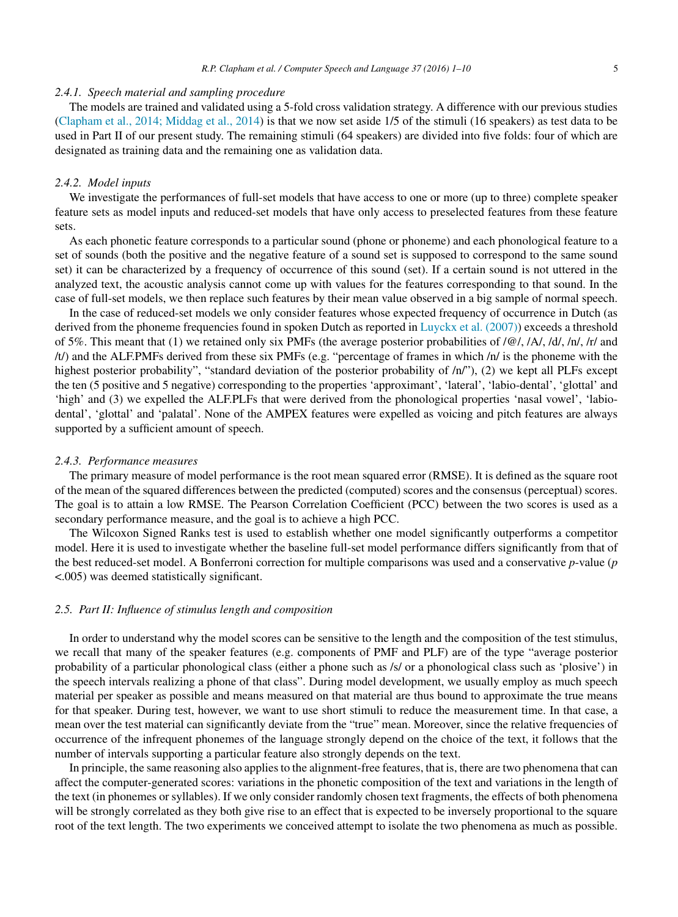#### 2.4.1. *Speech material and sampling procedure*

The models are trained and validated using a 5-fold cross validation strategy. A difference with our previous studies (Clapham et al., 2014; Middag et al., 2014) is that we now set aside 1/5 of the stimuli (16 speakers) as test data to be used in Part II of our present study. The remaining stimuli (64 speakers) are divided into five folds: four of which are designated as training data and the remaining one as validation data.

#### 2.4.2. *Model inputs*

We investigate the performances of full-set models that have access to one or more (up to three) complete speaker feature sets as model inputs and reduced-set models that have only access to preselected features from these feature sets.

As each phonetic feature corresponds to a particular sound (phone or phoneme) and each phonological feature to a set of sounds (both the positive and the negative feature of a sound set is supposed to correspond to the same sound set) it can be characterized by a frequency of occurrence of this sound (set). If a certain sound is not uttered in the analyzed text, the acoustic analysis cannot come up with values for the features corresponding to that sound. In the case of full-set models, we then replace such features by their mean value observed in a big sample of normal speech.

In the case of reduced-set models we only consider features whose expected frequency of occurrence in Dutch (as derived from the phoneme frequencies found in spoken Dutch as reported in Luyckx et al. (2007)) exceeds a threshold of 5%. This meant that (1) we retained only six PMFs (the average posterior probabilities of /@/, /A/, /d/, /n/, /r/ and /t/) and the ALF.PMFs derived from these six PMFs (e.g. "percentage of frames in which /n/ is the phoneme with the highest posterior probability", "standard deviation of the posterior probability of /n/"), (2) we kept all PLFs except the ten (5 positive and 5 negative) corresponding to the properties 'approximant', 'lateral', 'labio-dental', 'glottal' and 'high' and (3) we expelled the ALF.PLFs that were derived from the phonological properties 'nasal vowel', 'labio-dental', 'glottal' and 'palatal'. None of the AMPEX features were expelled as voicing and pitch features are always supported by a sufficient amount of speech.

#### 2.4.3. *Performance measures*

The primary measure of model performance is the root mean squared error (RMSE). It is defined as the square root of the mean of the squared differences between the predicted (computed) scores and the consensus (perceptual) scores. The goal is to attain a low RMSE. The Pearson Correlation Coefficient (PCC) between the two scores is used as a secondary performance measure, and the goal is to achieve a high PCC.

The Wilcoxon Signed Ranks test is used to establish whether one model significantly outperforms a competitor model. Here it is used to investigate whether the baseline full-set model performance differs significantly from that of the best reduced-set model. A Bonferroni correction for multiple comparisons was used and a conservative *p*-value ($p < .005$) was deemed statistically significant.

### 2.5. *Part II: Influence of stimulus length and composition*

In order to understand why the model scores can be sensitive to the length and the composition of the test stimulus, we recall that many of the speaker features (e.g. components of PMF and PLF) are of the type "average posterior probability of a particular phonological class (either a phone such as /s/ or a phonological class such as 'plosive') in the speech intervals realizing a phone of that class". During model development, we usually employ as much speech material per speaker as possible and means measured on that material are thus bound to approximate the true means for that speaker. During test, however, we want to use short stimuli to reduce the measurement time. In that case, a mean over the test material can significantly deviate from the "true" mean. Moreover, since the relative frequencies of occurrence of the infrequent phonemes of the language strongly depend on the choice of the text, it follows that the number of intervals supporting a particular feature also strongly depends on the text.

In principle, the same reasoning also applies to the alignment-free features, that is, there are two phenomena that can affect the computer-generated scores: variations in the phonetic composition of the text and variations in the length of the text (in phonemes or syllables). If we only consider randomly chosen text fragments, the effects of both phenomena will be strongly correlated as they both give rise to an effect that is expected to be inversely proportional to the square root of the text length. The two experiments we conceived attempt to isolate the two phenomena as much as possible.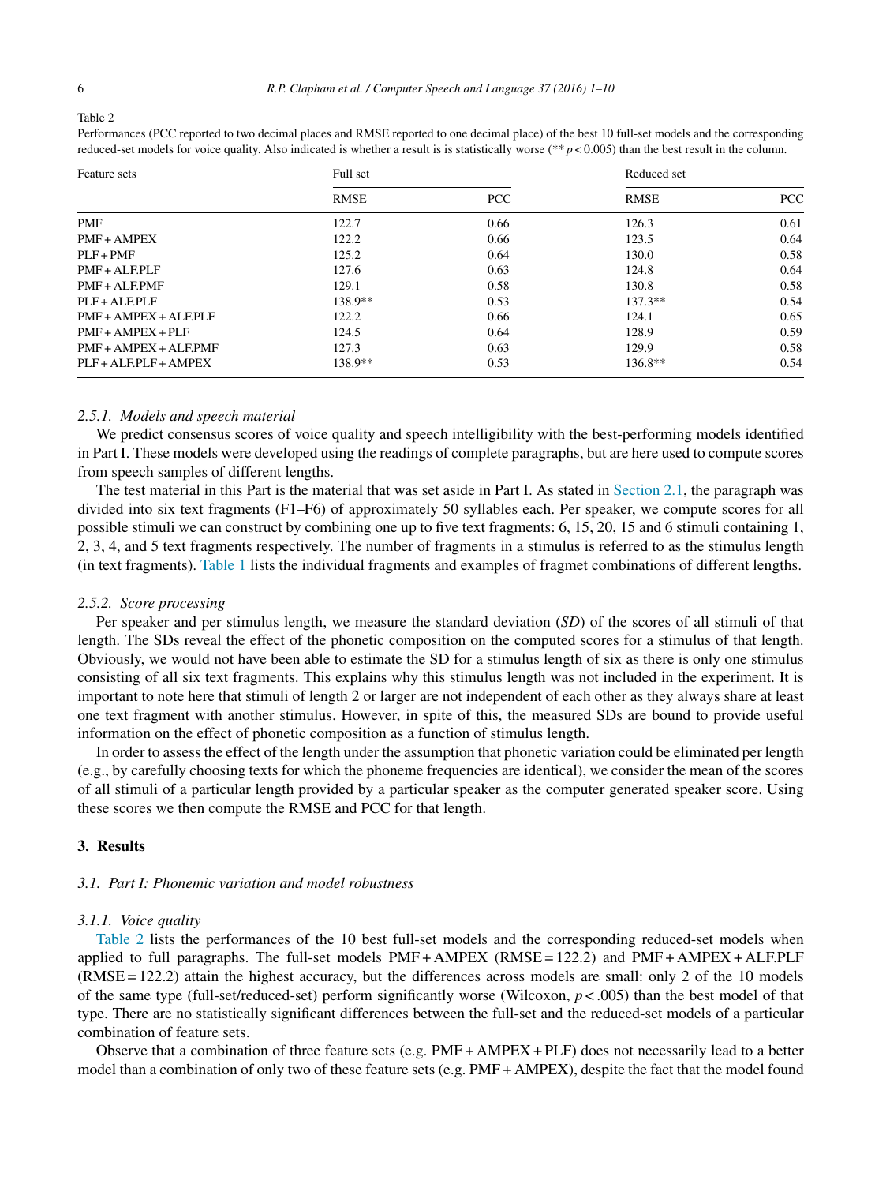Table 2

Performances (PCC reported to two decimal places and RMSE reported to one decimal place) of the best 10 full-set models and the corresponding reduced-set models for voice quality. Also indicated is whether a result is is statistically worse (** $p < 0.005$) than the best result in the column.

| Feature sets | Full set | | Reduced set | |
|---|---|---|---|---|
| | RMSE | PCC | RMSE | PCC |
| PMF | 122.7 | 0.66 | 126.3 | 0.61 |
| PMF + AMPEX | 122.2 | 0.66 | 123.5 | 0.64 |
| PLF + PMF | 125.2 | 0.64 | 130.0 | 0.58 |
| PMF + ALF.PLF | 127.6 | 0.63 | 124.8 | 0.64 |
| PMF + ALF.PMF | 129.1 | 0.58 | 130.8 | 0.58 |
| PLF + ALF.PLF | 138.9** | 0.53 | 137.3** | 0.54 |
| PMF + AMPEX + ALF.PLF | 122.2 | 0.66 | 124.1 | 0.65 |
| PMF + AMPEX + PLF | 124.5 | 0.64 | 128.9 | 0.59 |
| PMF + AMPEX + ALF.PMF | 127.3 | 0.63 | 129.9 | 0.58 |
| PLF + ALF.PLF + AMPEX | 138.9** | 0.53 | 136.8** | 0.54 |

#### 2.5.1. *Models and speech material*

We predict consensus scores of voice quality and speech intelligibility with the best-performing models identified in Part I. These models were developed using the readings of complete paragraphs, but are here used to compute scores from speech samples of different lengths.

The test material in this Part is the material that was set aside in Part I. As stated in Section 2.1, the paragraph was divided into six text fragments (F1–F6) of approximately 50 syllables each. Per speaker, we compute scores for all possible stimuli we can construct by combining one up to five text fragments: 6, 15, 20, 15 and 6 stimuli containing 1, 2, 3, 4, and 5 text fragments respectively. The number of fragments in a stimulus is referred to as the stimulus length (in text fragments). Table 1 lists the individual fragments and examples of fragmet combinations of different lengths.

#### 2.5.2. *Score processing*

Per speaker and per stimulus length, we measure the standard deviation (*SD*) of the scores of all stimuli of that length. The SDs reveal the effect of the phonetic composition on the computed scores for a stimulus of that length. Obviously, we would not have been able to estimate the SD for a stimulus length of six as there is only one stimulus consisting of all six text fragments. This explains why this stimulus length was not included in the experiment. It is important to note here that stimuli of length 2 or larger are not independent of each other as they always share at least one text fragment with another stimulus. However, in spite of this, the measured SDs are bound to provide useful information on the effect of phonetic composition as a function of stimulus length.

In order to assess the effect of the length under the assumption that phonetic variation could be eliminated per length (e.g., by carefully choosing texts for which the phoneme frequencies are identical), we consider the mean of the scores of all stimuli of a particular length provided by a particular speaker as the computer generated speaker score. Using these scores we then compute the RMSE and PCC for that length.

## 3. Results

### 3.1. *Part I: Phonemic variation and model robustness*

#### 3.1.1. *Voice quality*

Table 2 lists the performances of the 10 best full-set models and the corresponding reduced-set models when applied to full paragraphs. The full-set models PMF + AMPEX (RMSE = 122.2) and PMF + AMPEX + ALF.PLF (RMSE = 122.2) attain the highest accuracy, but the differences across models are small: only 2 of the 10 models of the same type (full-set/reduced-set) perform significantly worse (Wilcoxon, $p < .005$) than the best model of that type. There are no statistically significant differences between the full-set and the reduced-set models of a particular combination of feature sets.

Observe that a combination of three feature sets (e.g. PMF + AMPEX + PLF) does not necessarily lead to a better model than a combination of only two of these feature sets (e.g. PMF + AMPEX), despite the fact that the model found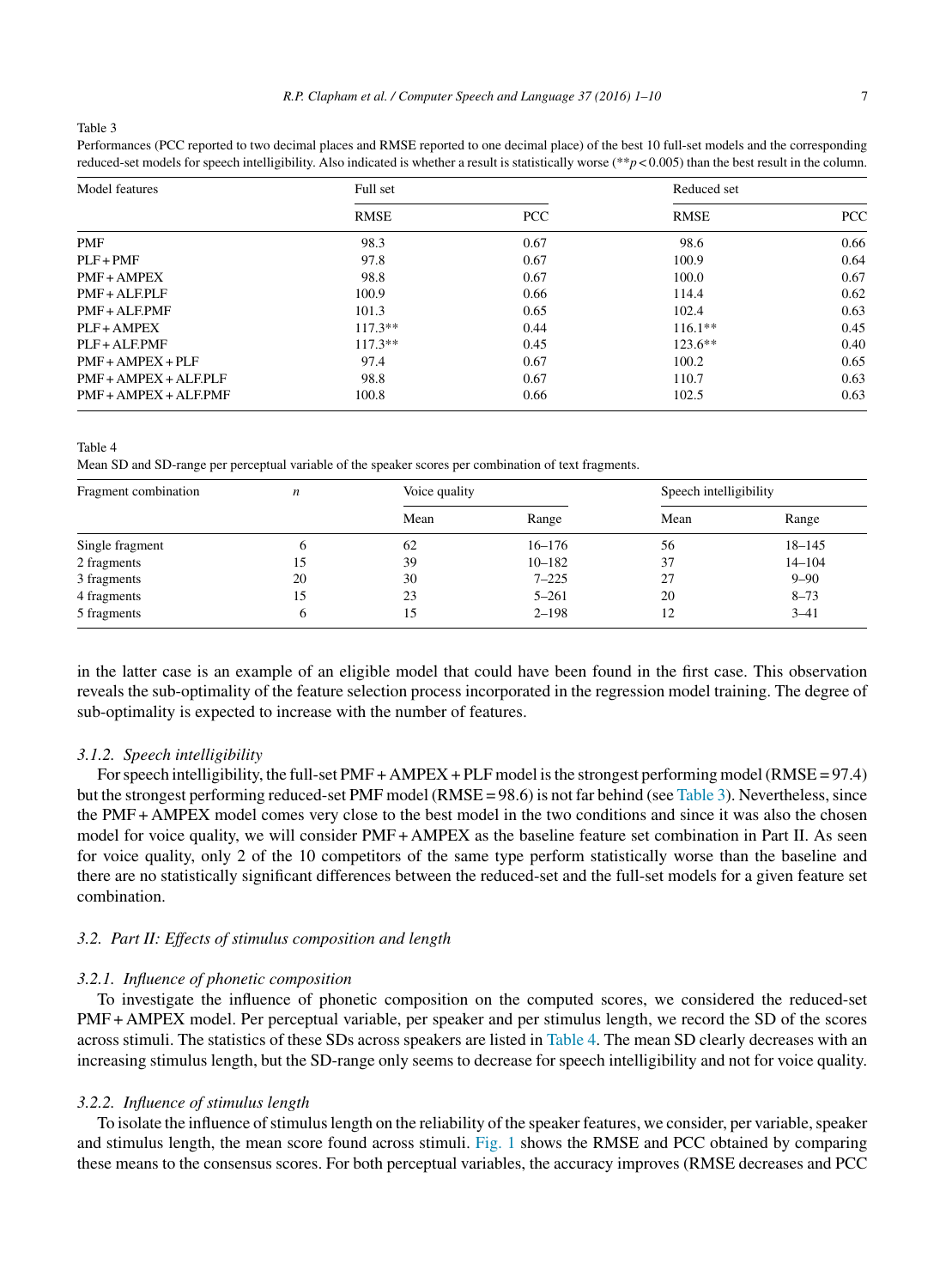Table 3

Performances (PCC reported to two decimal places and RMSE reported to one decimal place) of the best 10 full-set models and the corresponding reduced-set models for speech intelligibility. Also indicated is whether a result is statistically worse (** $p < 0.005$) than the best result in the column.

| Model features | Full set | | Reduced set | |
|---|---|---|---|---|
| | RMSE | PCC | RMSE | PCC |
| PMF | 98.3 | 0.67 | 98.6 | 0.66 |
| PLF + PMF | 97.8 | 0.67 | 100.9 | 0.64 |
| PMF + AMPEX | 98.8 | 0.67 | 100.0 | 0.67 |
| PMF + ALF.PLF | 100.9 | 0.66 | 114.4 | 0.62 |
| PMF + ALF.PMF | 101.3 | 0.65 | 102.4 | 0.63 |
| PLF + AMPEX | 117.3** | 0.44 | 116.1** | 0.45 |
| PLF + ALF.PMF | 117.3** | 0.45 | 123.6** | 0.40 |
| PMF + AMPEX + PLF | 97.4 | 0.67 | 100.2 | 0.65 |
| PMF + AMPEX + ALF.PLF | 98.8 | 0.67 | 110.7 | 0.63 |
| PMF + AMPEX + ALF.PMF | 100.8 | 0.66 | 102.5 | 0.63 |

Table 4

Mean SD and SD-range per perceptual variable of the speaker scores per combination of text fragments.

| Fragment combination | *n* | Voice quality | | Speech intelligibility | |
|---|---|---|---|---|---|
| | | Mean | Range | Mean | Range |
| Single fragment | 6 | 62 | 16–176 | 56 | 18–145 |
| 2 fragments | 15 | 39 | 10–182 | 37 | 14–104 |
| 3 fragments | 20 | 30 | 7–225 | 27 | 9–90 |
| 4 fragments | 15 | 23 | 5–261 | 20 | 8–73 |
| 5 fragments | 6 | 15 | 2–198 | 12 | 3–41 |

in the latter case is an example of an eligible model that could have been found in the first case. This observation reveals the sub-optimality of the feature selection process incorporated in the regression model training. The degree of sub-optimality is expected to increase with the number of features.

#### *3.1.2. Speech intelligibility*

For speech intelligibility, the full-set PMF + AMPEX + PLF model is the strongest performing model (RMSE = 97.4) but the strongest performing reduced-set PMF model (RMSE = 98.6) is not far behind (see Table 3). Nevertheless, since the PMF + AMPEX model comes very close to the best model in the two conditions and since it was also the chosen model for voice quality, we will consider PMF + AMPEX as the baseline feature set combination in Part II. As seen for voice quality, only 2 of the 10 competitors of the same type perform statistically worse than the baseline and there are no statistically significant differences between the reduced-set and the full-set models for a given feature set combination.

### *3.2. Part II: Effects of stimulus composition and length*

#### *3.2.1. Influence of phonetic composition*

To investigate the influence of phonetic composition on the computed scores, we considered the reduced-set PMF + AMPEX model. Per perceptual variable, per speaker and per stimulus length, we record the SD of the scores across stimuli. The statistics of these SDs across speakers are listed in Table 4. The mean SD clearly decreases with an increasing stimulus length, but the SD-range only seems to decrease for speech intelligibility and not for voice quality.

#### *3.2.2. Influence of stimulus length*

To isolate the influence of stimulus length on the reliability of the speaker features, we consider, per variable, speaker and stimulus length, the mean score found across stimuli. Fig. 1 shows the RMSE and PCC obtained by comparing these means to the consensus scores. For both perceptual variables, the accuracy improves (RMSE decreases and PCC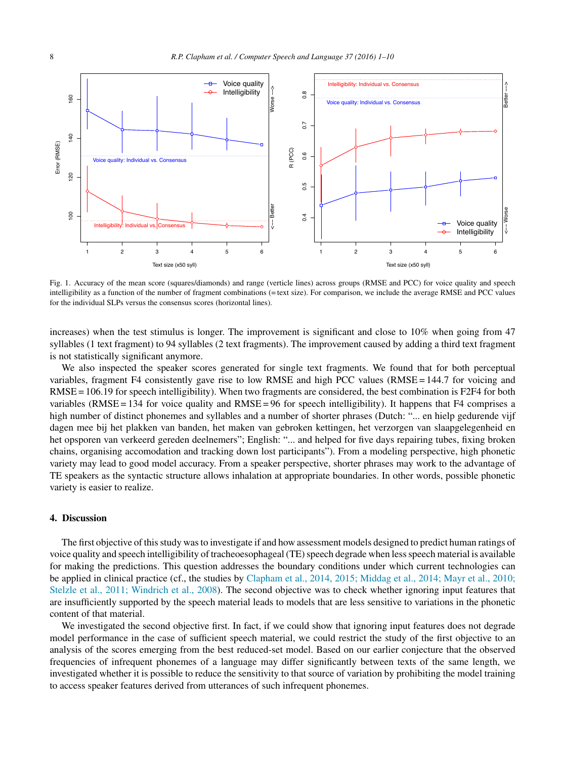Fig. 1. Accuracy of the mean score (squares/diamonds) and range (verticle lines) across groups (RMSE and PCC) for voice quality and speech intelligibility as a function of the number of fragment combinations (= text size). For comparison, we include the average RMSE and PCC values for the individual SLPs versus the consensus scores (horizontal lines).

increases) when the test stimulus is longer. The improvement is significant and close to 10% when going from 47 syllables (1 text fragment) to 94 syllables (2 text fragments). The improvement caused by adding a third text fragment is not statistically significant anymore.

We also inspected the speaker scores generated for single text fragments. We found that for both perceptual variables, fragment F4 consistently gave rise to low RMSE and high PCC values (RMSE = 144.7 for voicing and RMSE = 106.19 for speech intelligibility). When two fragments are considered, the best combination is F2F4 for both variables (RMSE = 134 for voice quality and RMSE = 96 for speech intelligibility). It happens that F4 comprises a high number of distinct phonemes and syllables and a number of shorter phrases (Dutch: "... en hielp gedurende vijf dagen mee bij het plakken van banden, het maken van gebroken kettingen, het verzorgen van slaapgelegenheid en het opsporen van verkeerd gereden deelnemers"; English: "... and helped for five days repairing tubes, fixing broken chains, organising accomodation and tracking down lost participants"). From a modeling perspective, high phonetic variety may lead to good model accuracy. From a speaker perspective, shorter phrases may work to the advantage of TE speakers as the syntactic structure allows inhalation at appropriate boundaries. In other words, possible phonetic variety is easier to realize.

## 4. Discussion

The first objective of this study was to investigate if and how assessment models designed to predict human ratings of voice quality and speech intelligibility of tracheoesophageal (TE) speech degrade when less speech material is available for making the predictions. This question addresses the boundary conditions under which current technologies can be applied in clinical practice (cf., the studies by Clapham et al., 2014, 2015; Middag et al., 2014; Mayr et al., 2010; Stelzle et al., 2011; Windrich et al., 2008). The second objective was to check whether ignoring input features that are insufficiently supported by the speech material leads to models that are less sensitive to variations in the phonetic content of that material.

We investigated the second objective first. In fact, if we could show that ignoring input features does not degrade model performance in the case of sufficient speech material, we could restrict the study of the first objective to an analysis of the scores emerging from the best reduced-set model. Based on our earlier conjecture that the observed frequencies of infrequent phonemes of a language may differ significantly between texts of the same length, we investigated whether it is possible to reduce the sensitivity to that source of variation by prohibiting the model training to access speaker features derived from utterances of such infrequent phonemes.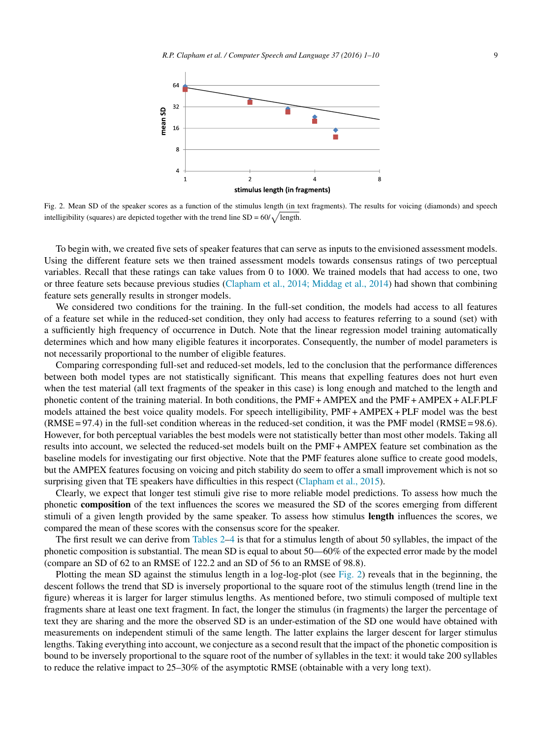Fig. 2. Mean SD of the speaker scores as a function of the stimulus length (in text fragments). The results for voicing (diamonds) and speech intelligibility (squares) are depicted together with the trend line SD = $60/\sqrt{\text{length}}$.

To begin with, we created five sets of speaker features that can serve as inputs to the envisioned assessment models. Using the different feature sets we then trained assessment models towards consensus ratings of two perceptual variables. Recall that these ratings can take values from 0 to 1000. We trained models that had access to one, two or three feature sets because previous studies (Clapham et al., 2014; Middag et al., 2014) had shown that combining feature sets generally results in stronger models.

We considered two conditions for the training. In the full-set condition, the models had access to all features of a feature set while in the reduced-set condition, they only had access to features referring to a sound (set) with a sufficiently high frequency of occurrence in Dutch. Note that the linear regression model training automatically determines which and how many eligible features it incorporates. Consequently, the number of model parameters is not necessarily proportional to the number of eligible features.

Comparing corresponding full-set and reduced-set models, led to the conclusion that the performance differences between both model types are not statistically significant. This means that expelling features does not hurt even when the test material (all text fragments of the speaker in this case) is long enough and matched to the length and phonetic content of the training material. In both conditions, the PMF + AMPEX and the PMF + AMPEX + ALF.PLF models attained the best voice quality models. For speech intelligibility, PMF + AMPEX + PLF model was the best (RMSE = 97.4) in the full-set condition whereas in the reduced-set condition, it was the PMF model (RMSE = 98.6). However, for both perceptual variables the best models were not statistically better than most other models. Taking all results into account, we selected the reduced-set models built on the PMF + AMPEX feature set combination as the baseline models for investigating our first objective. Note that the PMF features alone suffice to create good models, but the AMPEX features focusing on voicing and pitch stability do seem to offer a small improvement which is not so surprising given that TE speakers have difficulties in this respect (Clapham et al., 2015).

Clearly, we expect that longer test stimuli give rise to more reliable model predictions. To assess how much the phonetic **composition** of the text influences the scores we measured the SD of the scores emerging from different stimuli of a given length provided by the same speaker. To assess how stimulus **length** influences the scores, we compared the mean of these scores with the consensus score for the speaker.

The first result we can derive from Tables 2–4 is that for a stimulus length of about 50 syllables, the impact of the phonetic composition is substantial. The mean SD is equal to about 50—60% of the expected error made by the model (compare an SD of 62 to an RMSE of 122.2 and an SD of 56 to an RMSE of 98.8).

Plotting the mean SD against the stimulus length in a log-log-plot (see Fig. 2) reveals that in the beginning, the descent follows the trend that SD is inversely proportional to the square root of the stimulus length (trend line in the figure) whereas it is larger for larger stimulus lengths. As mentioned before, two stimuli composed of multiple text fragments share at least one text fragment. In fact, the longer the stimulus (in fragments) the larger the percentage of text they are sharing and the more the observed SD is an under-estimation of the SD one would have obtained with measurements on independent stimuli of the same length. The latter explains the larger descent for larger stimulus lengths. Taking everything into account, we conjecture as a second result that the impact of the phonetic composition is bound to be inversely proportional to the square root of the number of syllables in the text: it would take 200 syllables to reduce the relative impact to 25–30% of the asymptotic RMSE (obtainable with a very long text).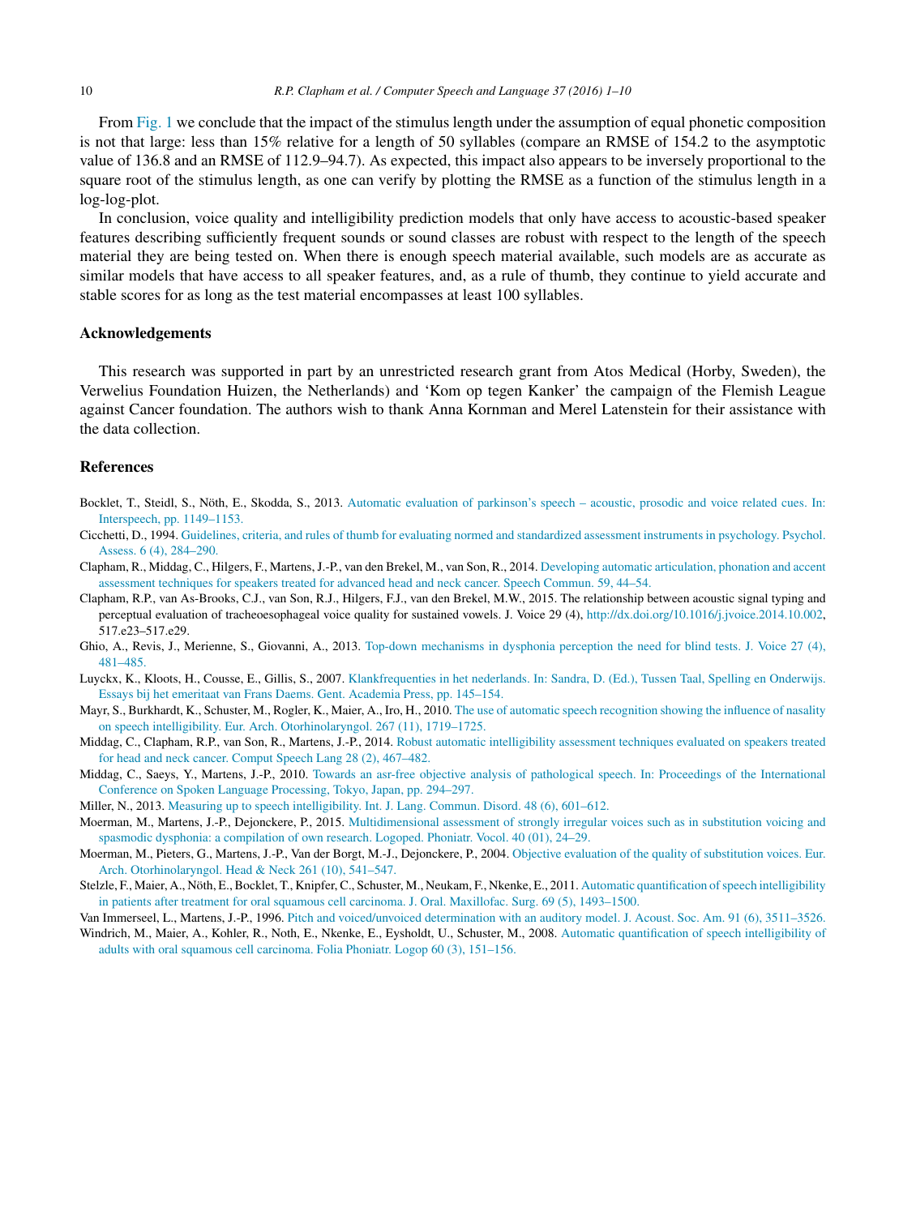From Fig. 1 we conclude that the impact of the stimulus length under the assumption of equal phonetic composition is not that large: less than 15% relative for a length of 50 syllables (compare an RMSE of 154.2 to the asymptotic value of 136.8 and an RMSE of 112.9–94.7). As expected, this impact also appears to be inversely proportional to the square root of the stimulus length, as one can verify by plotting the RMSE as a function of the stimulus length in a log-log-plot.

In conclusion, voice quality and intelligibility prediction models that only have access to acoustic-based speaker features describing sufficiently frequent sounds or sound classes are robust with respect to the length of the speech material they are being tested on. When there is enough speech material available, such models are as accurate as similar models that have access to all speaker features, and, as a rule of thumb, they continue to yield accurate and stable scores for as long as the test material encompasses at least 100 syllables.

## Acknowledgements

This research was supported in part by an unrestricted research grant from Atos Medical (Horby, Sweden), the Verwelius Foundation Huizen, the Netherlands) and 'Kom op tegen Kanker' the campaign of the Flemish League against Cancer foundation. The authors wish to thank Anna Kornman and Merel Latenstein for their assistance with the data collection.

## References

Bocklet, T., Steidl, S., Nöth, E., Skodda, S., 2013. Automatic evaluation of parkinson's speech – acoustic, prosodic and voice related cues. In: Interspeech, pp. 1149–1153.

Cicchetti, D., 1994. Guidelines, criteria, and rules of thumb for evaluating normed and standardized assessment instruments in psychology. Psychol. Assess. 6 (4), 284–290.

Clapham, R., Middag, C., Hilgers, F., Martens, J.-P., van den Brekel, M., van Son, R., 2014. Developing automatic articulation, phonation and accent assessment techniques for speakers treated for advanced head and neck cancer. Speech Commun. 59, 44–54.

Clapham, R.P., van As-Brooks, C.J., van Son, R.J., Hilgers, F.J., van den Brekel, M.W., 2015. The relationship between acoustic signal typing and perceptual evaluation of tracheoesophageal voice quality for sustained vowels. J. Voice 29 (4), http://dx.doi.org/10.1016/j.jvoice.2014.10.002, 517.e23–517.e29.

Ghio, A., Revis, J., Merienne, S., Giovanni, A., 2013. Top-down mechanisms in dysphonia perception the need for blind tests. J. Voice 27 (4), 481–485.

Luyckx, K., Kloots, H., Cousse, E., Gillis, S., 2007. Klankfrequenties in het nederlands. In: Sandra, D. (Ed.), Tussen Taal, Spelling en Onderwijs. Essays bij het emeritaat van Frans Daems. Gent. Academia Press, pp. 145–154.

Mayr, S., Burkhardt, K., Schuster, M., Rogler, K., Maier, A., Iro, H., 2010. The use of automatic speech recognition showing the influence of nasality on speech intelligibility. Eur. Arch. Otorhinolaryngol. 267 (11), 1719–1725.

Middag, C., Clapham, R.P., van Son, R., Martens, J.-P., 2014. Robust automatic intelligibility assessment techniques evaluated on speakers treated for head and neck cancer. Comput Speech Lang 28 (2), 467–482.

Middag, C., Saeys, Y., Martens, J.-P., 2010. Towards an asr-free objective analysis of pathological speech. In: Proceedings of the International Conference on Spoken Language Processing, Tokyo, Japan, pp. 294–297.

Miller, N., 2013. Measuring up to speech intelligibility. Int. J. Lang. Commun. Disord. 48 (6), 601–612.

Moerman, M., Martens, J.-P., Dejonckere, P., 2015. Multidimensional assessment of strongly irregular voices such as in substitution voicing and spasmodic dysphonia: a compilation of own research. Logoped. Phoniatr. Vocol. 40 (01), 24–29.

Moerman, M., Pieters, G., Martens, J.-P., Van der Borgt, M.-J., Dejonckere, P., 2004. Objective evaluation of the quality of substitution voices. Eur. Arch. Otorhinolaryngol. Head & Neck 261 (10), 541–547.

Stelzle, F., Maier, A., Nöth, E., Bocklet, T., Knipfer, C., Schuster, M., Neukam, F., Nkenke, E., 2011. Automatic quantification of speech intelligibility in patients after treatment for oral squamous cell carcinoma. J. Oral. Maxillofac. Surg. 69 (5), 1493–1500.

Van Immerseel, L., Martens, J.-P., 1996. Pitch and voiced/unvoiced determination with an auditory model. J. Acoust. Soc. Am. 91 (6), 3511–3526.

Windrich, M., Maier, A., Kohler, R., Noth, E., Nkenke, E., Eysholdt, U., Schuster, M., 2008. Automatic quantification of speech intelligibility of adults with oral squamous cell carcinoma. Folia Phoniatr. Logop 60 (3), 151–156.